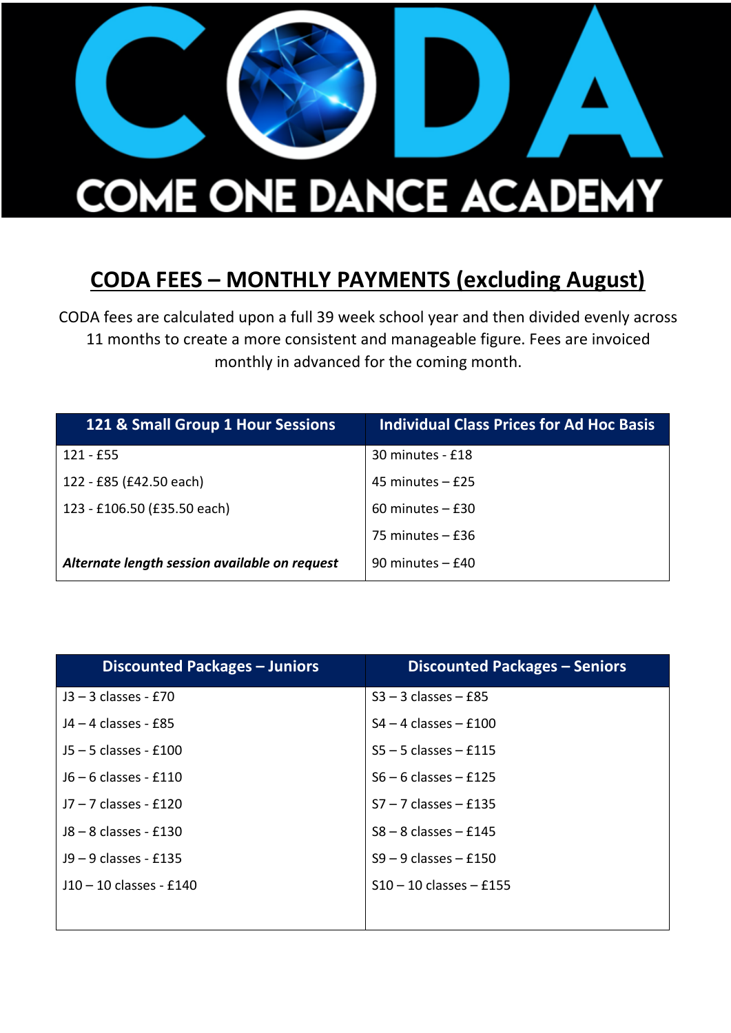# CODA

## COME ONE DANCE ACADEMY

## CODA FEES – MONTHLY PAYMENTS (excluding August)

CODA fees are calculated upon a full 39 week school year and then divided evenly across 11 months to create a more consistent and manageable figure. Fees are invoiced monthly in advanced for the coming month.

| 121 & Small Group 1 Hour Sessions | Individual Class Prices for Ad Hoc Basis |
|---|---|
| 121 - £55 | 30 minutes - £18 |
| 122 - £85 (£42.50 each) | 45 minutes – £25 |
| 123 - £106.50 (£35.50 each) | 60 minutes – £30 |
| | 75 minutes – £36 |
| *Alternate length session available on request* | 90 minutes – £40 |

| Discounted Packages – Juniors | Discounted Packages – Seniors |
|---|---|
| J3 – 3 classes - £70 | S3 – 3 classes – £85 |
| J4 – 4 classes - £85 | S4 – 4 classes – £100 |
| J5 – 5 classes - £100 | S5 – 5 classes – £115 |
| J6 – 6 classes - £110 | S6 – 6 classes – £125 |
| J7 – 7 classes - £120 | S7 – 7 classes – £135 |
| J8 – 8 classes - £130 | S8 – 8 classes – £145 |
| J9 – 9 classes - £135 | S9 – 9 classes – £150 |
| J10 – 10 classes - £140 | S10 – 10 classes – £155 |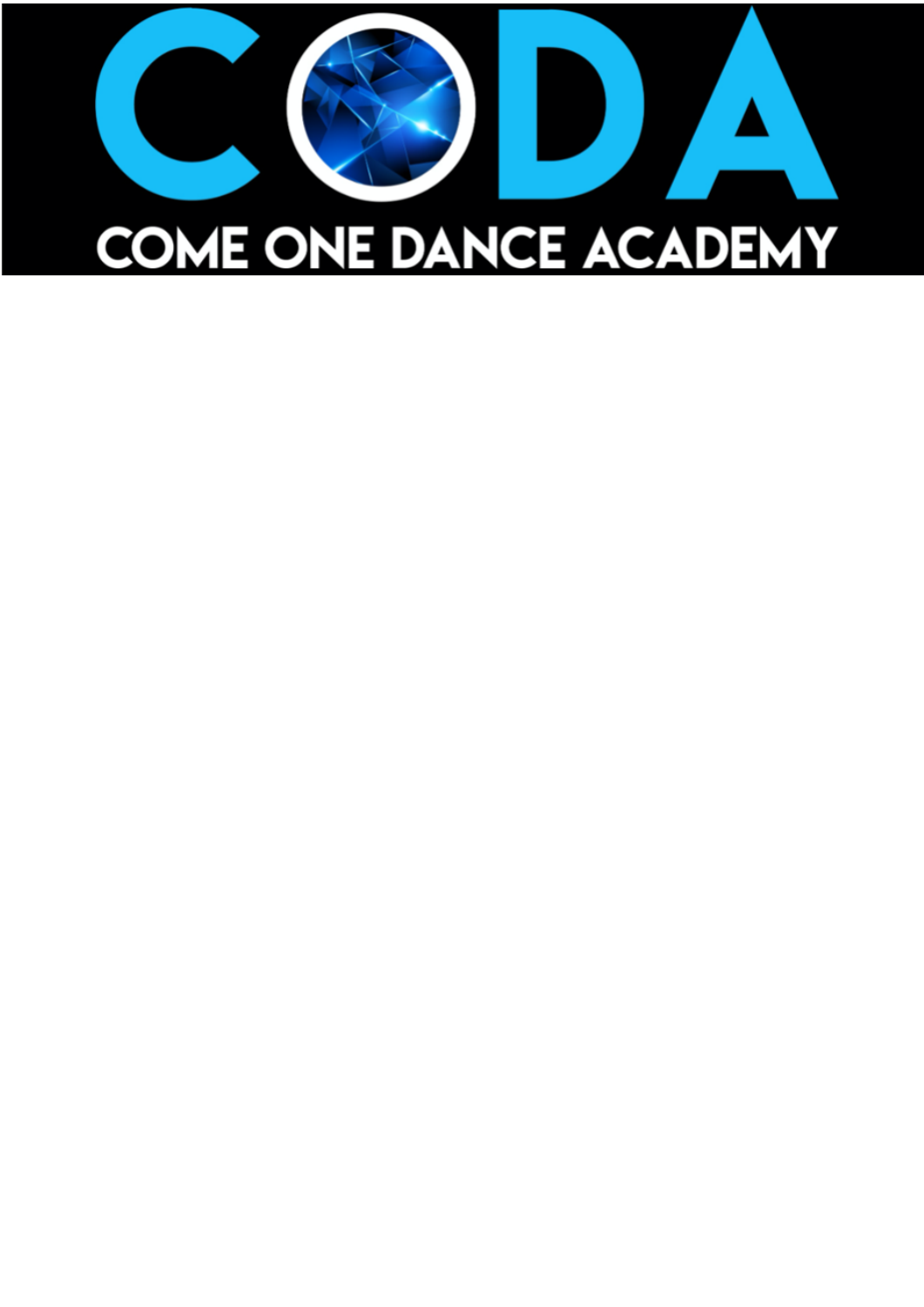# CODA

COME ONE DANCE ACADEMY